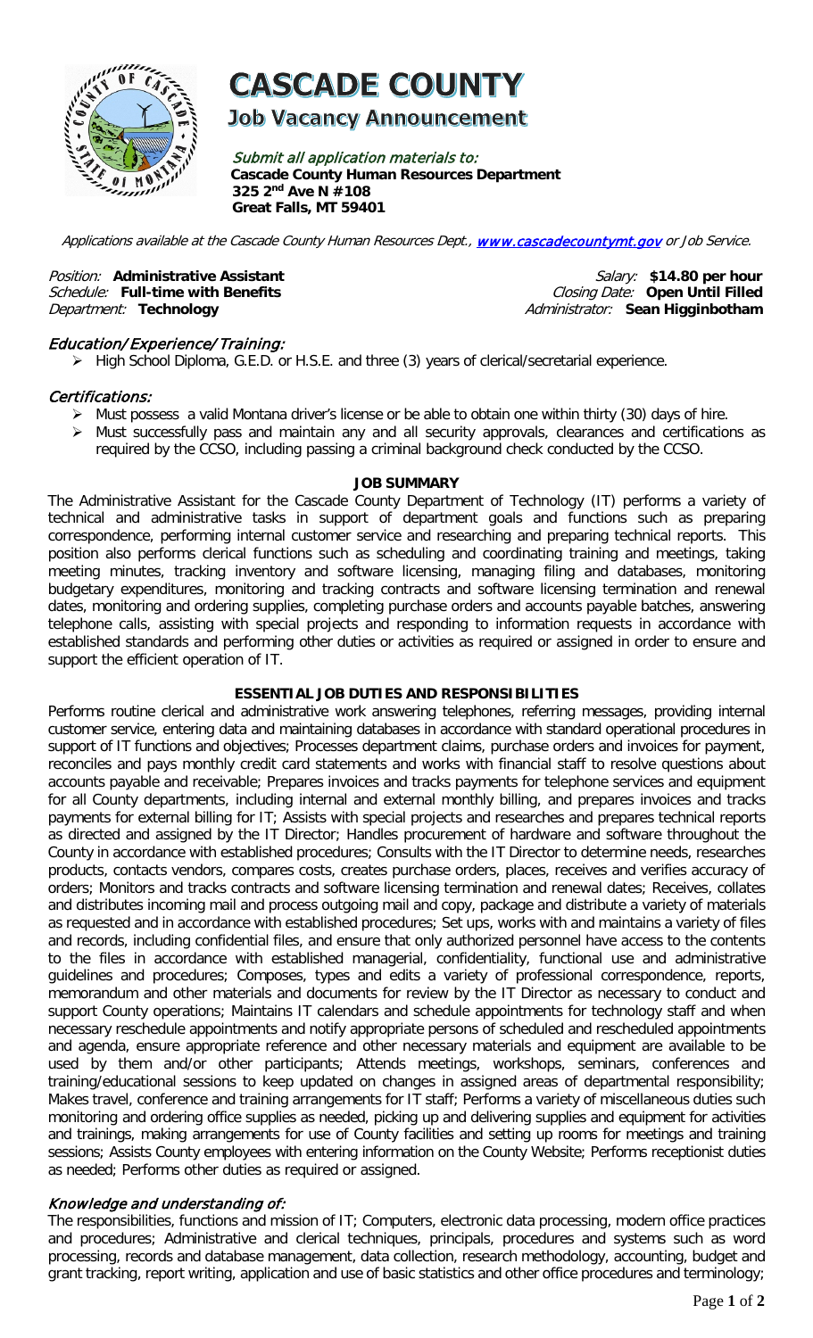# CASCADE COUNTY

## Job Vacancy Announcement

*Submit all application materials to:*
**Cascade County Human Resources Department**
**325 2nd Ave N #108**
**Great Falls, MT 59401**

*Applications available at the Cascade County Human Resources Dept., [www.cascadecountymt.gov](www.cascadecountymt.gov) or Job Service.*

*Position:* **Administrative Assistant**
*Schedule:* **Full-time with Benefits**
*Department:* **Technology**

*Salary:* **$14.80 per hour**
*Closing Date:* **Open Until Filled**
*Administrator:* **Sean Higginbotham**

### *Education/Experience/Training:*

- High School Diploma, G.E.D. or H.S.E. and three (3) years of clerical/secretarial experience.

### *Certifications:*

- Must possess a valid Montana driver's license or be able to obtain one within thirty (30) days of hire.
- Must successfully pass and maintain any and all security approvals, clearances and certifications as required by the CCSO, including passing a criminal background check conducted by the CCSO.

### JOB SUMMARY

The Administrative Assistant for the Cascade County Department of Technology (IT) performs a variety of technical and administrative tasks in support of department goals and functions such as preparing correspondence, performing internal customer service and researching and preparing technical reports. This position also performs clerical functions such as scheduling and coordinating training and meetings, taking meeting minutes, tracking inventory and software licensing, managing filing and databases, monitoring budgetary expenditures, monitoring and tracking contracts and software licensing termination and renewal dates, monitoring and ordering supplies, completing purchase orders and accounts payable batches, answering telephone calls, assisting with special projects and responding to information requests in accordance with established standards and performing other duties or activities as required or assigned in order to ensure and support the efficient operation of IT.

### ESSENTIAL JOB DUTIES AND RESPONSIBILITIES

Performs routine clerical and administrative work answering telephones, referring messages, providing internal customer service, entering data and maintaining databases in accordance with standard operational procedures in support of IT functions and objectives; Processes department claims, purchase orders and invoices for payment, reconciles and pays monthly credit card statements and works with financial staff to resolve questions about accounts payable and receivable; Prepares invoices and tracks payments for telephone services and equipment for all County departments, including internal and external monthly billing, and prepares invoices and tracks payments for external billing for IT; Assists with special projects and researches and prepares technical reports as directed and assigned by the IT Director; Handles procurement of hardware and software throughout the County in accordance with established procedures; Consults with the IT Director to determine needs, researches products, contacts vendors, compares costs, creates purchase orders, places, receives and verifies accuracy of orders; Monitors and tracks contracts and software licensing termination and renewal dates; Receives, collates and distributes incoming mail and process outgoing mail and copy, package and distribute a variety of materials as requested and in accordance with established procedures; Set ups, works with and maintains a variety of files and records, including confidential files, and ensure that only authorized personnel have access to the contents to the files in accordance with established managerial, confidentiality, functional use and administrative guidelines and procedures; Composes, types and edits a variety of professional correspondence, reports, memorandum and other materials and documents for review by the IT Director as necessary to conduct and support County operations; Maintains IT calendars and schedule appointments for technology staff and when necessary reschedule appointments and notify appropriate persons of scheduled and rescheduled appointments and agenda, ensure appropriate reference and other necessary materials and equipment are available to be used by them and/or other participants; Attends meetings, workshops, seminars, conferences and training/educational sessions to keep updated on changes in assigned areas of departmental responsibility; Makes travel, conference and training arrangements for IT staff; Performs a variety of miscellaneous duties such monitoring and ordering office supplies as needed, picking up and delivering supplies and equipment for activities and trainings, making arrangements for use of County facilities and setting up rooms for meetings and training sessions; Assists County employees with entering information on the County Website; Performs receptionist duties as needed; Performs other duties as required or assigned.

### *Knowledge and understanding of:*

The responsibilities, functions and mission of IT; Computers, electronic data processing, modern office practices and procedures; Administrative and clerical techniques, principals, procedures and systems such as word processing, records and database management, data collection, research methodology, accounting, budget and grant tracking, report writing, application and use of basic statistics and other office procedures and terminology;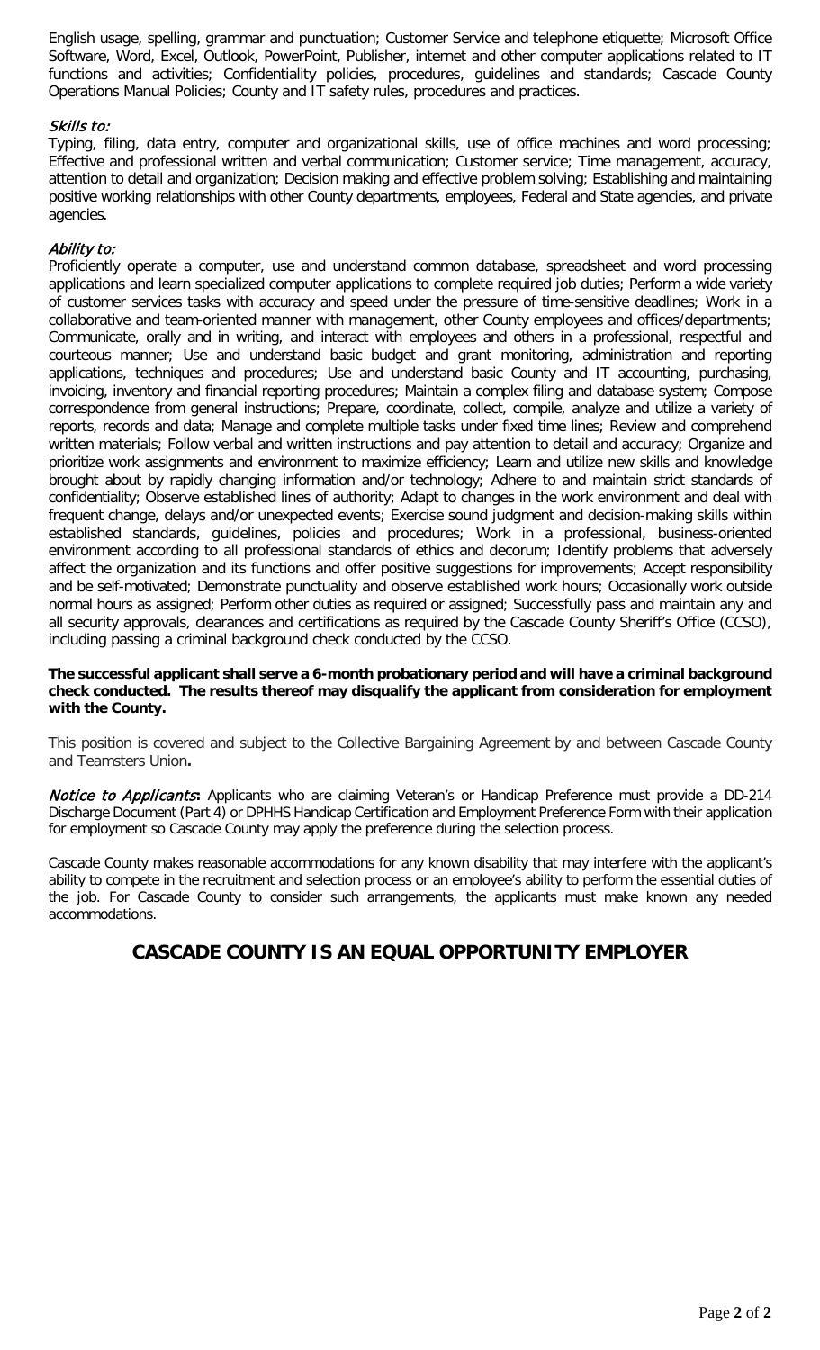English usage, spelling, grammar and punctuation; Customer Service and telephone etiquette; Microsoft Office Software, Word, Excel, Outlook, PowerPoint, Publisher, internet and other computer applications related to IT functions and activities; Confidentiality policies, procedures, guidelines and standards; Cascade County Operations Manual Policies; County and IT safety rules, procedures and practices.

*Skills to:*

Typing, filing, data entry, computer and organizational skills, use of office machines and word processing; Effective and professional written and verbal communication; Customer service; Time management, accuracy, attention to detail and organization; Decision making and effective problem solving; Establishing and maintaining positive working relationships with other County departments, employees, Federal and State agencies, and private agencies.

*Ability to:*

Proficiently operate a computer, use and understand common database, spreadsheet and word processing applications and learn specialized computer applications to complete required job duties; Perform a wide variety of customer services tasks with accuracy and speed under the pressure of time-sensitive deadlines; Work in a collaborative and team-oriented manner with management, other County employees and offices/departments; Communicate, orally and in writing, and interact with employees and others in a professional, respectful and courteous manner; Use and understand basic budget and grant monitoring, administration and reporting applications, techniques and procedures; Use and understand basic County and IT accounting, purchasing, invoicing, inventory and financial reporting procedures; Maintain a complex filing and database system; Compose correspondence from general instructions; Prepare, coordinate, collect, compile, analyze and utilize a variety of reports, records and data; Manage and complete multiple tasks under fixed time lines; Review and comprehend written materials; Follow verbal and written instructions and pay attention to detail and accuracy; Organize and prioritize work assignments and environment to maximize efficiency; Learn and utilize new skills and knowledge brought about by rapidly changing information and/or technology; Adhere to and maintain strict standards of confidentiality; Observe established lines of authority; Adapt to changes in the work environment and deal with frequent change, delays and/or unexpected events; Exercise sound judgment and decision-making skills within established standards, guidelines, policies and procedures; Work in a professional, business-oriented environment according to all professional standards of ethics and decorum; Identify problems that adversely affect the organization and its functions and offer positive suggestions for improvements; Accept responsibility and be self-motivated; Demonstrate punctuality and observe established work hours; Occasionally work outside normal hours as assigned; Perform other duties as required or assigned; Successfully pass and maintain any and all security approvals, clearances and certifications as required by the Cascade County Sheriff's Office (CCSO), including passing a criminal background check conducted by the CCSO.

**The successful applicant shall serve a 6-month probationary period and will have a criminal background check conducted. The results thereof may disqualify the applicant from consideration for employment with the County.**

This position is covered and subject to the Collective Bargaining Agreement by and between Cascade County and Teamsters Union**.**

***Notice to Applicants*:** Applicants who are claiming Veteran's or Handicap Preference must provide a DD-214 Discharge Document (Part 4) or DPHHS Handicap Certification and Employment Preference Form with their application for employment so Cascade County may apply the preference during the selection process.

Cascade County makes reasonable accommodations for any known disability that may interfere with the applicant's ability to compete in the recruitment and selection process or an employee's ability to perform the essential duties of the job. For Cascade County to consider such arrangements, the applicants must make known any needed accommodations.

## CASCADE COUNTY IS AN EQUAL OPPORTUNITY EMPLOYER